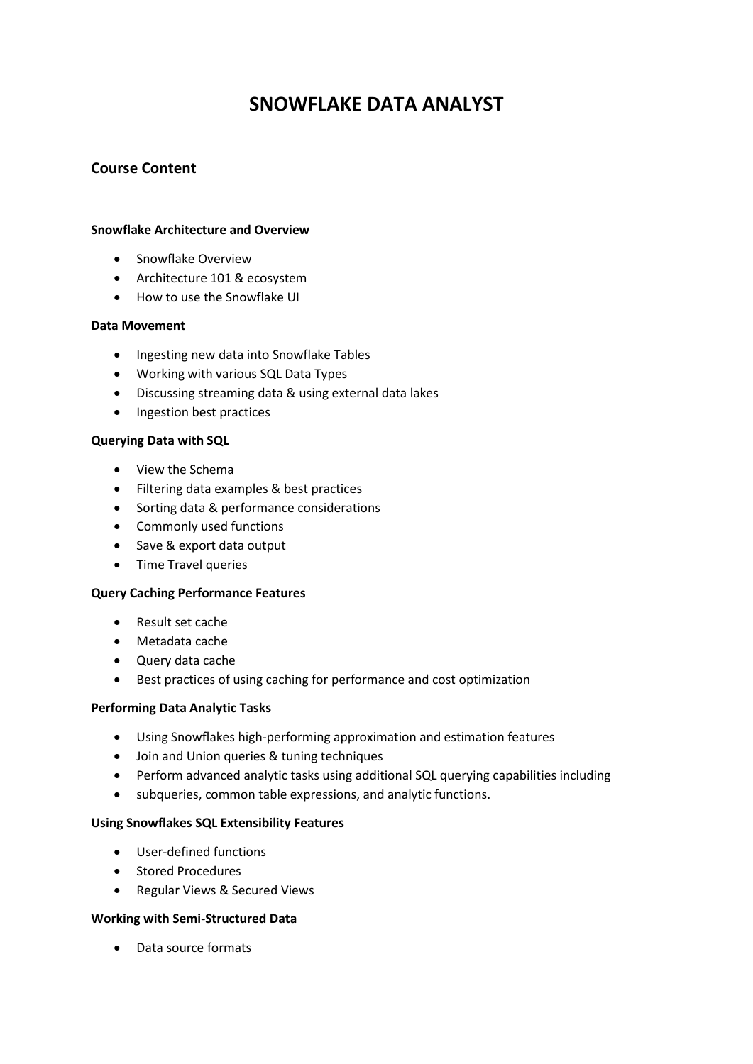# SNOWFLAKE DATA ANALYST

## Course Content

**Snowflake Architecture and Overview**

- Snowflake Overview
- Architecture 101 & ecosystem
- How to use the Snowflake UI

**Data Movement**

- Ingesting new data into Snowflake Tables
- Working with various SQL Data Types
- Discussing streaming data & using external data lakes
- Ingestion best practices

**Querying Data with SQL**

- View the Schema
- Filtering data examples & best practices
- Sorting data & performance considerations
- Commonly used functions
- Save & export data output
- Time Travel queries

**Query Caching Performance Features**

- Result set cache
- Metadata cache
- Query data cache
- Best practices of using caching for performance and cost optimization

**Performing Data Analytic Tasks**

- Using Snowflakes high-performing approximation and estimation features
- Join and Union queries & tuning techniques
- Perform advanced analytic tasks using additional SQL querying capabilities including
- subqueries, common table expressions, and analytic functions.

**Using Snowflakes SQL Extensibility Features**

- User-defined functions
- Stored Procedures
- Regular Views & Secured Views

**Working with Semi-Structured Data**

- Data source formats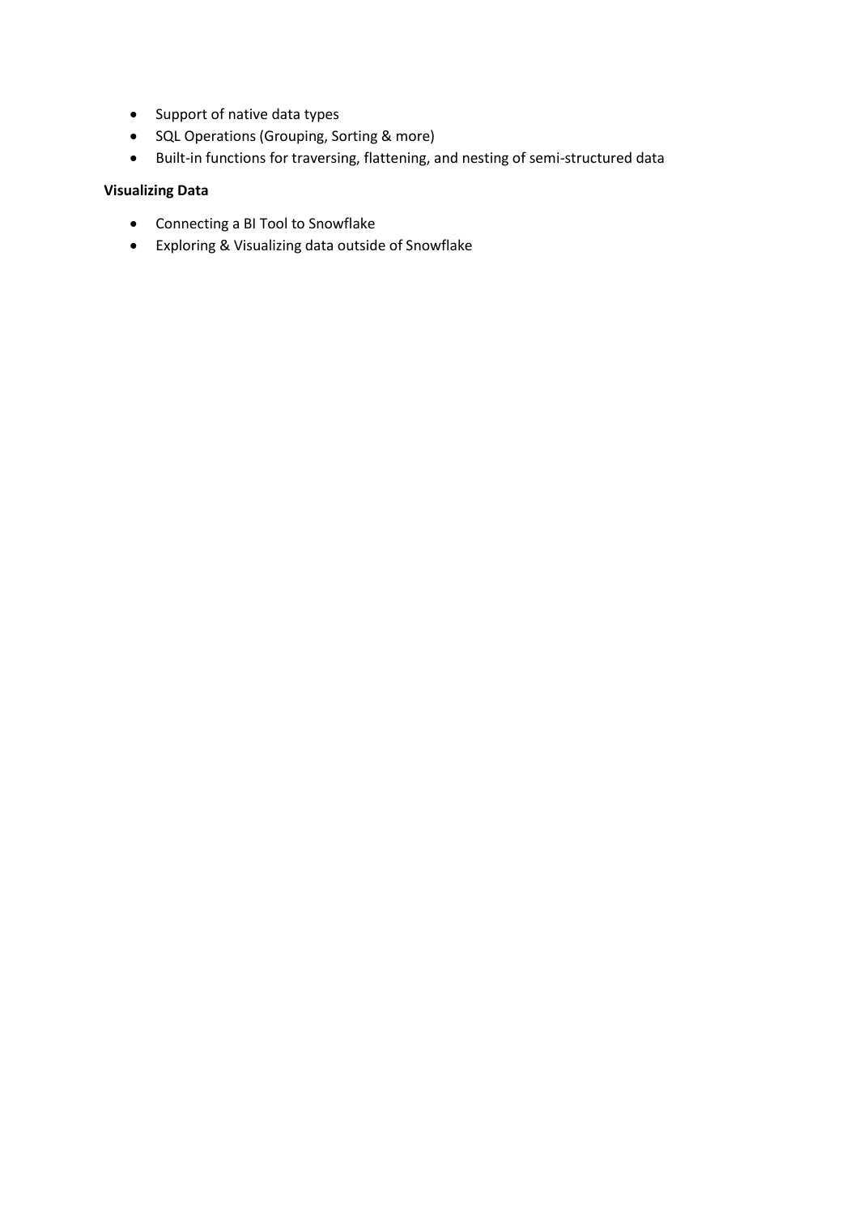- Support of native data types
- SQL Operations (Grouping, Sorting & more)
- Built-in functions for traversing, flattening, and nesting of semi-structured data

**Visualizing Data**

- Connecting a BI Tool to Snowflake
- Exploring & Visualizing data outside of Snowflake